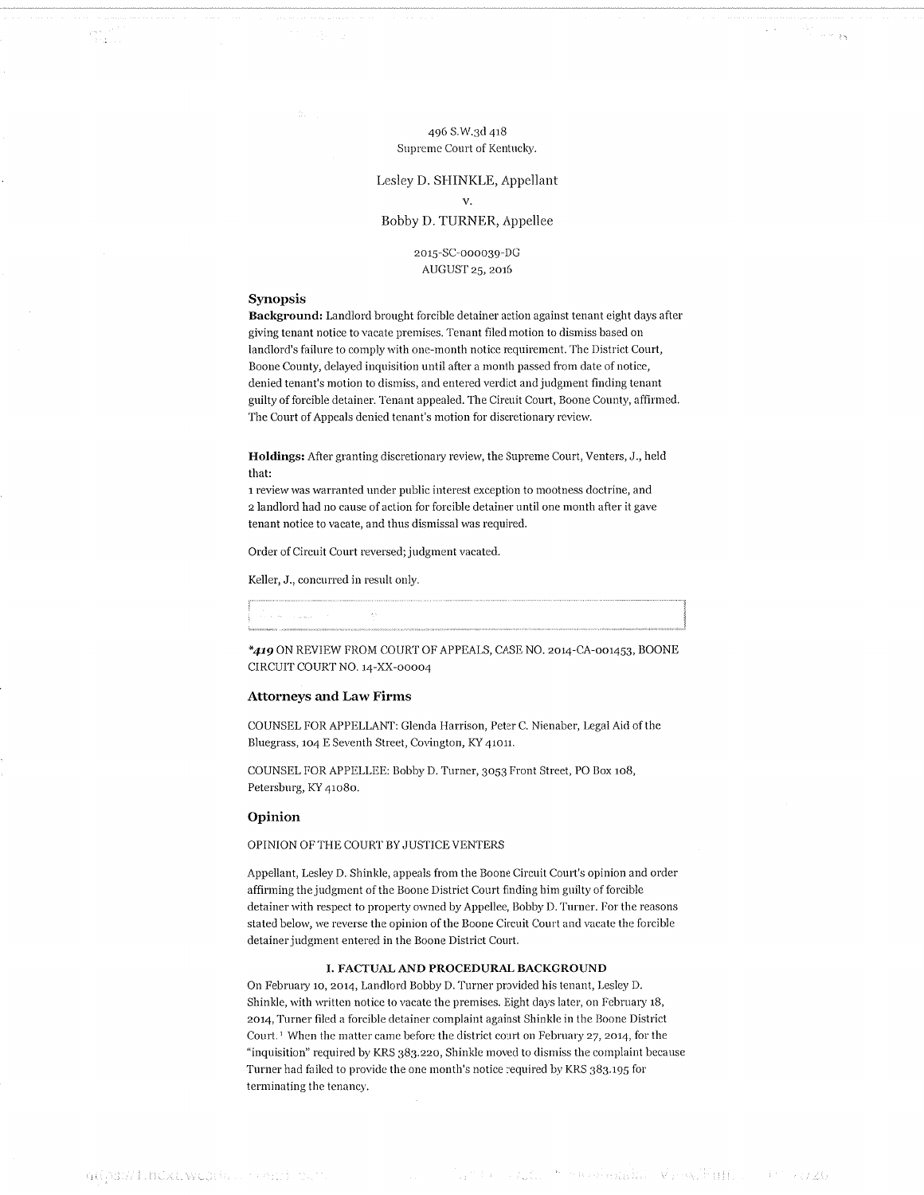496 S.W.3d 418
Supreme Court of Kentucky.

Lesley D. SHINKLE, Appellant
v.
Bobby D. TURNER, Appellee

2015-SC-000039-DG
AUGUST 25, 2016

## Synopsis

**Background:** Landlord brought forcible detainer action against tenant eight days after giving tenant notice to vacate premises. Tenant filed motion to dismiss based on landlord's failure to comply with one-month notice requirement. The District Court, Boone County, delayed inquisition until after a month passed from date of notice, denied tenant's motion to dismiss, and entered verdict and judgment finding tenant guilty of forcible detainer. Tenant appealed. The Circuit Court, Boone County, affirmed. The Court of Appeals denied tenant's motion for discretionary review.

**Holdings:** After granting discretionary review, the Supreme Court, Venters, J., held that:

1 review was warranted under public interest exception to mootness doctrine, and

2 landlord had no cause of action for forcible detainer until one month after it gave tenant notice to vacate, and thus dismissal was required.

Order of Circuit Court reversed; judgment vacated.

Keller, J., concurred in result only.

***419** ON REVIEW FROM COURT OF APPEALS, CASE NO. 2014-CA-001453, BOONE CIRCUIT COURT NO. 14-XX-00004

## Attorneys and Law Firms

COUNSEL FOR APPELLANT: Glenda Harrison, Peter C. Nienaber, Legal Aid of the Bluegrass, 104 E Seventh Street, Covington, KY 41011.

COUNSEL FOR APPELLEE: Bobby D. Turner, 3053 Front Street, PO Box 108, Petersburg, KY 41080.

## Opinion

OPINION OF THE COURT BY JUSTICE VENTERS

Appellant, Lesley D. Shinkle, appeals from the Boone Circuit Court's opinion and order affirming the judgment of the Boone District Court finding him guilty of forcible detainer with respect to property owned by Appellee, Bobby D. Turner. For the reasons stated below, we reverse the opinion of the Boone Circuit Court and vacate the forcible detainer judgment entered in the Boone District Court.

### I. FACTUAL AND PROCEDURAL BACKGROUND

On February 10, 2014, Landlord Bobby D. Turner provided his tenant, Lesley D. Shinkle, with written notice to vacate the premises. Eight days later, on February 18, 2014, Turner filed a forcible detainer complaint against Shinkle in the Boone District Court.[1] When the matter came before the district court on February 27, 2014, for the "inquisition" required by KRS 383.220, Shinkle moved to dismiss the complaint because Turner had failed to provide the one month's notice required by KRS 383.195 for terminating the tenancy.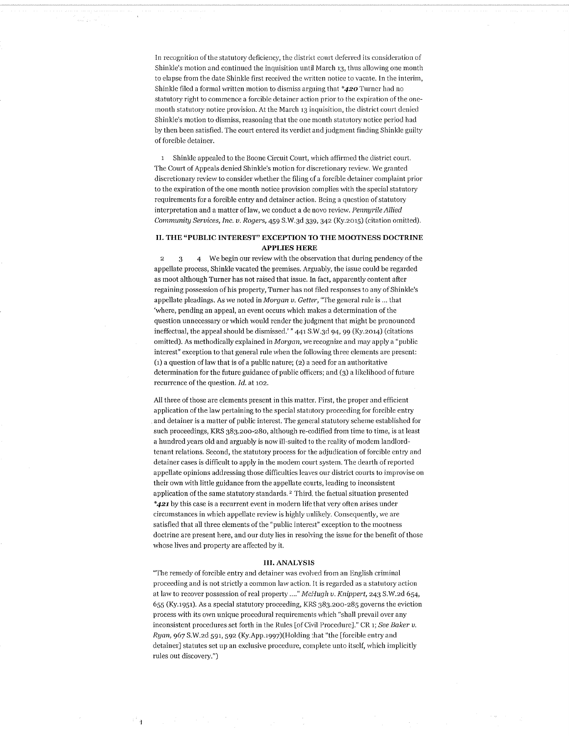In recognition of the statutory deficiency, the district court deferred its consideration of Shinkle's motion and continued the inquisition until March 13, thus allowing one month to elapse from the date Shinkle first received the written notice to vacate. In the interim, Shinkle filed a formal written motion to dismiss arguing that *420 Turner had no statutory right to commence a forcible detainer action prior to the expiration of the one-month statutory notice provision. At the March 13 inquisition, the district court denied Shinkle's motion to dismiss, reasoning that the one month statutory notice period had by then been satisfied. The court entered its verdict and judgment finding Shinkle guilty of forcible detainer.

1 Shinkle appealed to the Boone Circuit Court, which affirmed the district court. The Court of Appeals denied Shinkle's motion for discretionary review. We granted discretionary review to consider whether the filing of a forcible detainer complaint prior to the expiration of the one month notice provision complies with the special statutory requirements for a forcible entry and detainer action. Being a question of statutory interpretation and a matter of law, we conduct a de novo review. *Pennyrile Allied Community Services, Inc. v. Rogers,* 459 S.W.3d 339, 342 (Ky.2015) (citation omitted).

## II. THE "PUBLIC INTEREST" EXCEPTION TO THE MOOTNESS DOCTRINE APPLIES HERE

2 3 4 We begin our review with the observation that during pendency of the appellate process, Shinkle vacated the premises. Arguably, the issue could be regarded as moot although Turner has not raised that issue. In fact, apparently content after regaining possession of his property, Turner has not filed responses to any of Shinkle's appellate pleadings. As we noted in *Morgan v. Getter,* "The general rule is ... that 'where, pending an appeal, an event occurs which makes a determination of the question unnecessary or which would render the judgment that might be pronounced ineffectual, the appeal should be dismissed.' " 441 S.W.3d 94, 99 (Ky.2014) (citations omitted). As methodically explained in *Morgan,* we recognize and may apply a "public interest" exception to that general rule when the following three elements are present: (1) a question of law that is of a public nature; (2) a need for an authoritative determination for the future guidance of public officers; and (3) a likelihood of future recurrence of the question. *Id.* at 102.

All three of those are elements present in this matter. First, the proper and efficient application of the law pertaining to the special statutory proceeding for forcible entry and detainer is a matter of public interest. The general statutory scheme established for such proceedings, KRS 383.200-280, although re-codified from time to time, is at least a hundred years old and arguably is now ill-suited to the reality of modern landlord-tenant relations. Second, the statutory process for the adjudication of forcible entry and detainer cases is difficult to apply in the modern court system. The dearth of reported appellate opinions addressing those difficulties leaves our district courts to improvise on their own with little guidance from the appellate courts, leading to inconsistent application of the same statutory standards. [2] Third, the factual situation presented *421 by this case is a recurrent event in modern life that very often arises under circumstances in which appellate review is highly unlikely. Consequently, we are satisfied that all three elements of the "public interest" exception to the mootness doctrine are present here, and our duty lies in resolving the issue for the benefit of those whose lives and property are affected by it.

## III. ANALYSIS

"The remedy of forcible entry and detainer was evolved from an English criminal proceeding and is not strictly a common law action. It is regarded as a statutory action at law to recover possession of real property ...." *McHugh v. Knippert,* 243 S.W.2d 654, 655 (Ky.1951). As a special statutory proceeding, KRS 383.200-285 governs the eviction process with its own unique procedural requirements which "shall prevail over any inconsistent procedures set forth in the Rules [of Civil Procedure]." CR 1; *See Baker v. Ryan,* 967 S.W.2d 591, 592 (Ky.App.1997)(Holding that "the [forcible entry and detainer] statutes set up an exclusive procedure, complete unto itself, which implicitly rules out discovery.")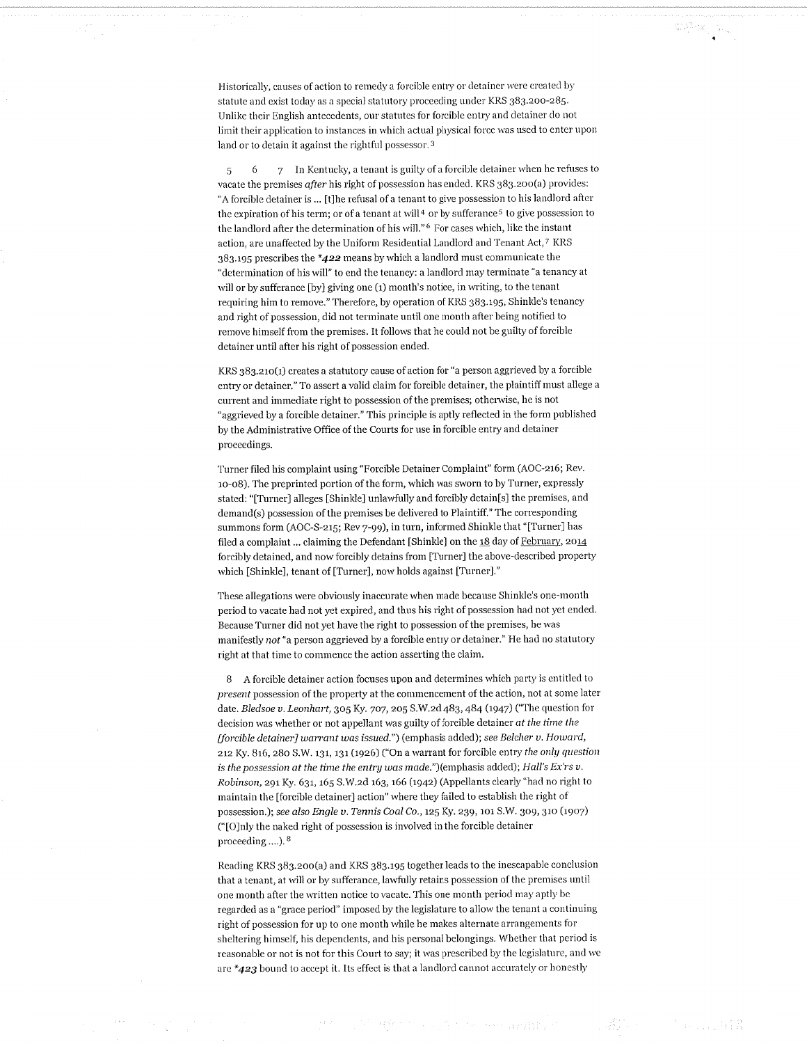Historically, causes of action to remedy a forcible entry or detainer were created by statute and exist today as a special statutory proceeding under KRS 383.200-285. Unlike their English antecedents, our statutes for forcible entry and detainer do not limit their application to instances in which actual physical force was used to enter upon land or to detain it against the rightful possessor.[3]

5 6 7 In Kentucky, a tenant is guilty of a forcible detainer when he refuses to vacate the premises *after* his right of possession has ended. KRS 383.200(a) provides: "A forcible detainer is ... [t]he refusal of a tenant to give possession to his landlord after the expiration of his term; or of a tenant at will[4] or by sufferance[5] to give possession to the landlord after the determination of his will."[6] For cases which, like the instant action, are unaffected by the Uniform Residential Landlord and Tenant Act,[7] KRS 383.195 prescribes the ***422** means by which a landlord must communicate the "determination of his will" to end the tenancy: a landlord may terminate "a tenancy at will or by sufferance [by] giving one (1) month's notice, in writing, to the tenant requiring him to remove." Therefore, by operation of KRS 383.195, Shinkle's tenancy and right of possession, did not terminate until one month after being notified to remove himself from the premises. It follows that he could not be guilty of forcible detainer until after his right of possession ended.

KRS 383.210(1) creates a statutory cause of action for "a person aggrieved by a forcible entry or detainer." To assert a valid claim for forcible detainer, the plaintiff must allege a current and immediate right to possession of the premises; otherwise, he is not "aggrieved by a forcible detainer." This principle is aptly reflected in the form published by the Administrative Office of the Courts for use in forcible entry and detainer proceedings.

Turner filed his complaint using "Forcible Detainer Complaint" form (AOC-216; Rev. 10-08). The preprinted portion of the form, which was sworn to by Turner, expressly stated: "[Turner] alleges [Shinkle] unlawfully and forcibly detain[s] the premises, and demand(s) possession of the premises be delivered to Plaintiff." The corresponding summons form (AOC-S-215; Rev 7-99), in turn, informed Shinkle that "[Turner] has filed a complaint ... claiming the Defendant [Shinkle] on the 18 day of February, 2014 forcibly detained, and now forcibly detains from [Turner] the above-described property which [Shinkle], tenant of [Turner], now holds against [Turner]."

These allegations were obviously inaccurate when made because Shinkle's one-month period to vacate had not yet expired, and thus his right of possession had not yet ended. Because Turner did not yet have the right to possession of the premises, he was manifestly *not* "a person aggrieved by a forcible entry or detainer." He had no statutory right at that time to commence the action asserting the claim.

8 A forcible detainer action focuses upon and determines which party is entitled to *present* possession of the property at the commencement of the action, not at some later date. *Bledsoe v. Leonhart,* 305 Ky. 707, 205 S.W.2d 483, 484 (1947) ("The question for decision was whether or not appellant was guilty of forcible detainer *at the time the [forcible detainer] warrant was issued.*") (emphasis added); *see Belcher v. Howard,* 212 Ky. 816, 280 S.W. 131, 131 (1926) ("On a warrant for forcible entry *the only question is the possession at the time the entry was made.*")(emphasis added); *Hall's Ex'rs v. Robinson,* 291 Ky. 631, 165 S.W.2d 163, 166 (1942) (Appellants clearly "had no right to maintain the [forcible detainer] action" where they failed to establish the right of possession.); *see also Engle v. Tennis Coal Co.,* 125 Ky. 239, 101 S.W. 309, 310 (1907) ("[O]nly the naked right of possession is involved in the forcible detainer proceeding ....).[8]

Reading KRS 383.200(a) and KRS 383.195 together leads to the inescapable conclusion that a tenant, at will or by sufferance, lawfully retains possession of the premises until one month after the written notice to vacate. This one month period may aptly be regarded as a "grace period" imposed by the legislature to allow the tenant a continuing right of possession for up to one month while he makes alternate arrangements for sheltering himself, his dependents, and his personal belongings. Whether that period is reasonable or not is not for this Court to say; it was prescribed by the legislature, and we are ***423** bound to accept it. Its effect is that a landlord cannot accurately or honestly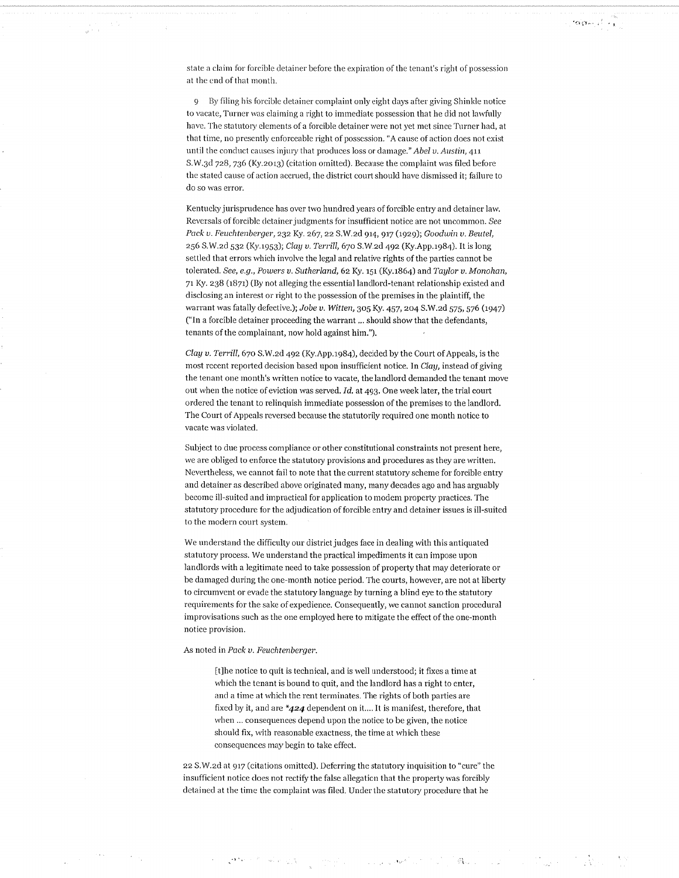state a claim for forcible detainer before the expiration of the tenant's right of possession at the end of that month.

9 By filing his forcible detainer complaint only eight days after giving Shinkle notice to vacate, Turner was claiming a right to immediate possession that he did not lawfully have. The statutory elements of a forcible detainer were not yet met since Turner had, at that time, no presently enforceable right of possession. "A cause of action does not exist until the conduct causes injury that produces loss or damage." *Abel v. Austin*, 411 S.W.3d 728, 736 (Ky.2013) (citation omitted). Because the complaint was filed before the stated cause of action accrued, the district court should have dismissed it; failure to do so was error.

Kentucky jurisprudence has over two hundred years of forcible entry and detainer law. Reversals of forcible detainer judgments for insufficient notice are not uncommon. *See Pack v. Feuchtenberger*, 232 Ky. 267, 22 S.W.2d 914, 917 (1929); *Goodwin v. Beutel*, 256 S.W.2d 532 (Ky.1953); *Clay v. Terrill*, 670 S.W.2d 492 (Ky.App.1984). It is long settled that errors which involve the legal and relative rights of the parties cannot be tolerated. *See, e.g., Powers v. Sutherland*, 62 Ky. 151 (Ky.1864) and *Taylor v. Monohan*, 71 Ky. 238 (1871) (By not alleging the essential landlord-tenant relationship existed and disclosing an interest or right to the possession of the premises in the plaintiff, the warrant was fatally defective.); *Jobe v. Witten*, 305 Ky. 457, 204 S.W.2d 575, 576 (1947) ("In a forcible detainer proceeding the warrant ... should show that the defendants, tenants of the complainant, now hold against him.").

*Clay v. Terrill*, 670 S.W.2d 492 (Ky.App.1984), decided by the Court of Appeals, is the most recent reported decision based upon insufficient notice. In *Clay*, instead of giving the tenant one month's written notice to vacate, the landlord demanded the tenant move out when the notice of eviction was served. *Id.* at 493. One week later, the trial court ordered the tenant to relinquish immediate possession of the premises to the landlord. The Court of Appeals reversed because the statutorily required one month notice to vacate was violated.

Subject to due process compliance or other constitutional constraints not present here, we are obliged to enforce the statutory provisions and procedures as they are written. Nevertheless, we cannot fail to note that the current statutory scheme for forcible entry and detainer as described above originated many, many decades ago and has arguably become ill-suited and impractical for application to modern property practices. The statutory procedure for the adjudication of forcible entry and detainer issues is ill-suited to the modern court system.

We understand the difficulty our district judges face in dealing with this antiquated statutory process. We understand the practical impediments it can impose upon landlords with a legitimate need to take possession of property that may deteriorate or be damaged during the one-month notice period. The courts, however, are not at liberty to circumvent or evade the statutory language by turning a blind eye to the statutory requirements for the sake of expedience. Consequently, we cannot sanction procedural improvisations such as the one employed here to mitigate the effect of the one-month notice provision.

As noted in *Pack v. Feuchtenberger*:

> [t]he notice to quit is technical, and is well understood; it fixes a time at which the tenant is bound to quit, and the landlord has a right to enter, and a time at which the rent terminates. The rights of both parties are fixed by it, and are ***424** dependent on it.... It is manifest, therefore, that when ... consequences depend upon the notice to be given, the notice should fix, with reasonable exactness, the time at which these consequences may begin to take effect.

22 S.W.2d at 917 (citations omitted). Deferring the statutory inquisition to "cure" the insufficient notice does not rectify the false allegation that the property was forcibly detained at the time the complaint was filed. Under the statutory procedure that he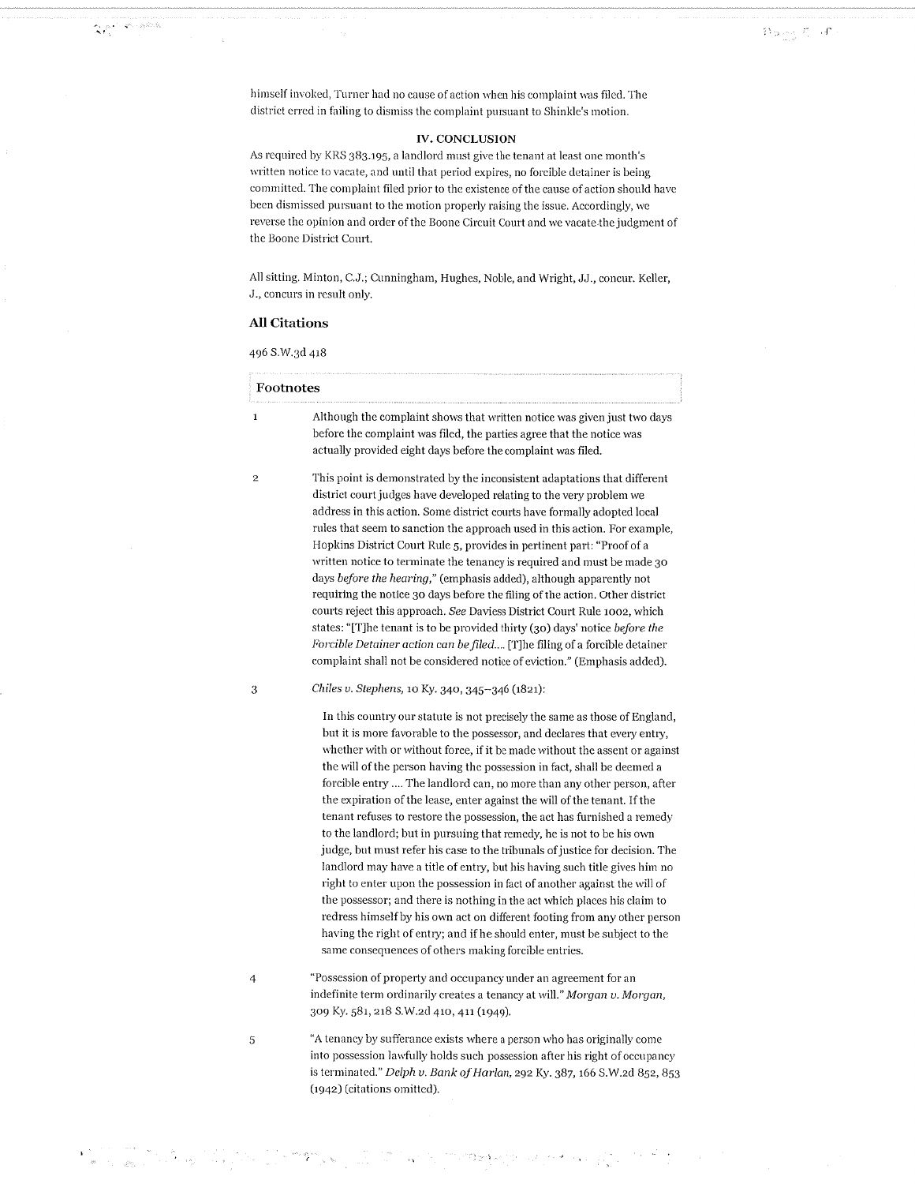himself invoked, Turner had no cause of action when his complaint was filed. The district erred in failing to dismiss the complaint pursuant to Shinkle's motion.

## IV. CONCLUSION

As required by KRS 383.195, a landlord must give the tenant at least one month's written notice to vacate, and until that period expires, no forcible detainer is being committed. The complaint filed prior to the existence of the cause of action should have been dismissed pursuant to the motion properly raising the issue. Accordingly, we reverse the opinion and order of the Boone Circuit Court and we vacate the judgment of the Boone District Court.

All sitting. Minton, C.J.; Cunningham, Hughes, Noble, and Wright, JJ., concur. Keller, J., concurs in result only.

### All Citations

496 S.W.3d 418

### Footnotes

1 Although the complaint shows that written notice was given just two days before the complaint was filed, the parties agree that the notice was actually provided eight days before the complaint was filed.

2 This point is demonstrated by the inconsistent adaptations that different district court judges have developed relating to the very problem we address in this action. Some district courts have formally adopted local rules that seem to sanction the approach used in this action. For example, Hopkins District Court Rule 5, provides in pertinent part: "Proof of a written notice to terminate the tenancy is required and must be made 30 days *before the hearing*," (emphasis added), although apparently not requiring the notice 30 days before the filing of the action. Other district courts reject this approach. *See* Daviess District Court Rule 1002, which states: "[T]he tenant is to be provided thirty (30) days' notice *before the Forcible Detainer action can be filed*.... [T]he filing of a forcible detainer complaint shall not be considered notice of eviction." (Emphasis added).

3 *Chiles v. Stephens*, 10 Ky. 340, 345–346 (1821):

> In this country our statute is not precisely the same as those of England, but it is more favorable to the possessor, and declares that every entry, whether with or without force, if it be made without the assent or against the will of the person having the possession in fact, shall be deemed a forcible entry .... The landlord can, no more than any other person, after the expiration of the lease, enter against the will of the tenant. If the tenant refuses to restore the possession, the act has furnished a remedy to the landlord; but in pursuing that remedy, he is not to be his own judge, but must refer his case to the tribunals of justice for decision. The landlord may have a title of entry, but his having such title gives him no right to enter upon the possession in fact of another against the will of the possessor; and there is nothing in the act which places his claim to redress himself by his own act on different footing from any other person having the right of entry; and if he should enter, must be subject to the same consequences of others making forcible entries.

4 "Possession of property and occupancy under an agreement for an indefinite term ordinarily creates a tenancy at will." *Morgan v. Morgan*, 309 Ky. 581, 218 S.W.2d 410, 411 (1949).

5 "A tenancy by sufferance exists where a person who has originally come into possession lawfully holds such possession after his right of occupancy is terminated." *Delph v. Bank of Harlan*, 292 Ky. 387, 166 S.W.2d 852, 853 (1942) (citations omitted).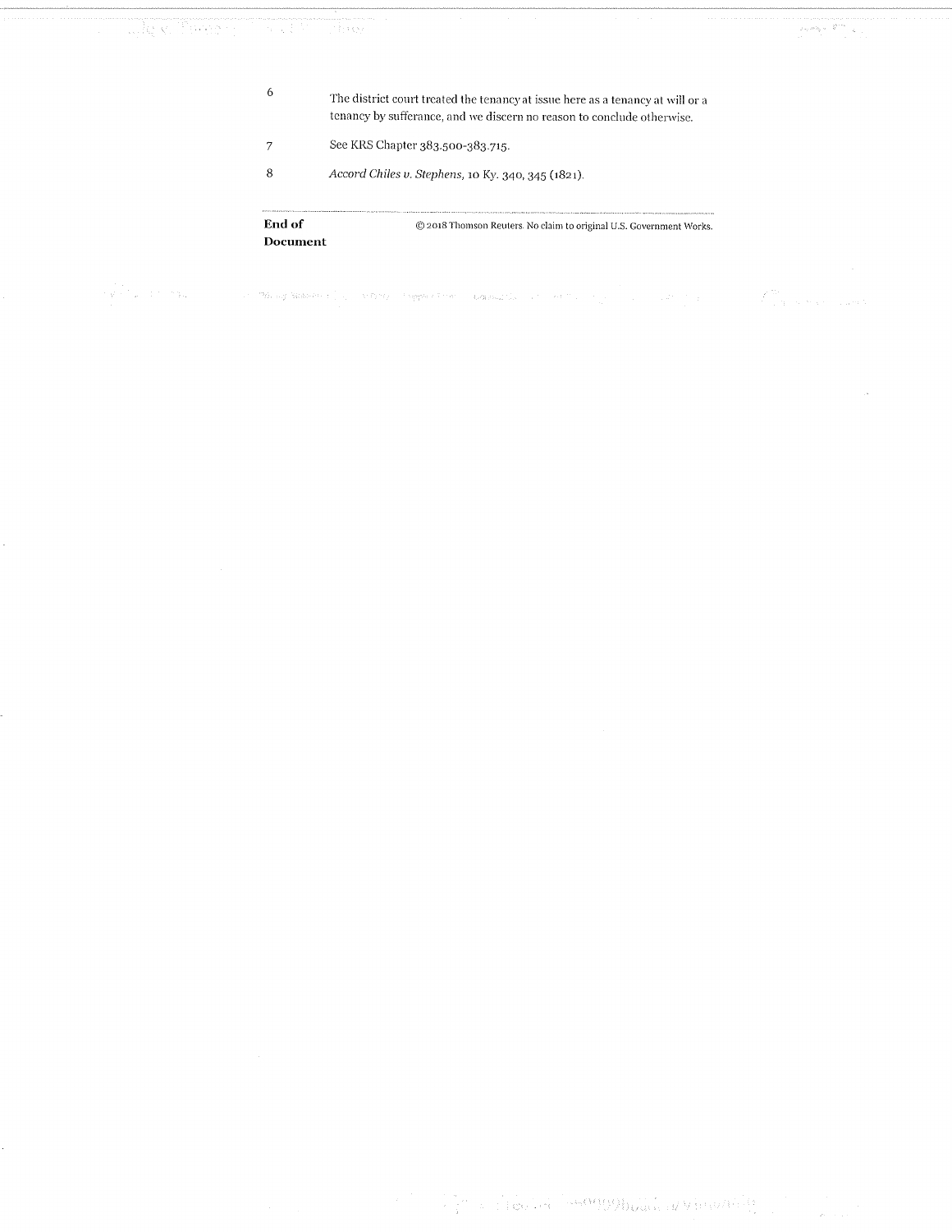6 The district court treated the tenancy at issue here as a tenancy at will or a tenancy by sufferance, and we discern no reason to conclude otherwise.

7 See KRS Chapter 383.500-383.715.

8 *Accord Chiles v. Stephens*, 10 Ky. 340, 345 (1821).

---

**End of Document** © 2018 Thomson Reuters. No claim to original U.S. Government Works.